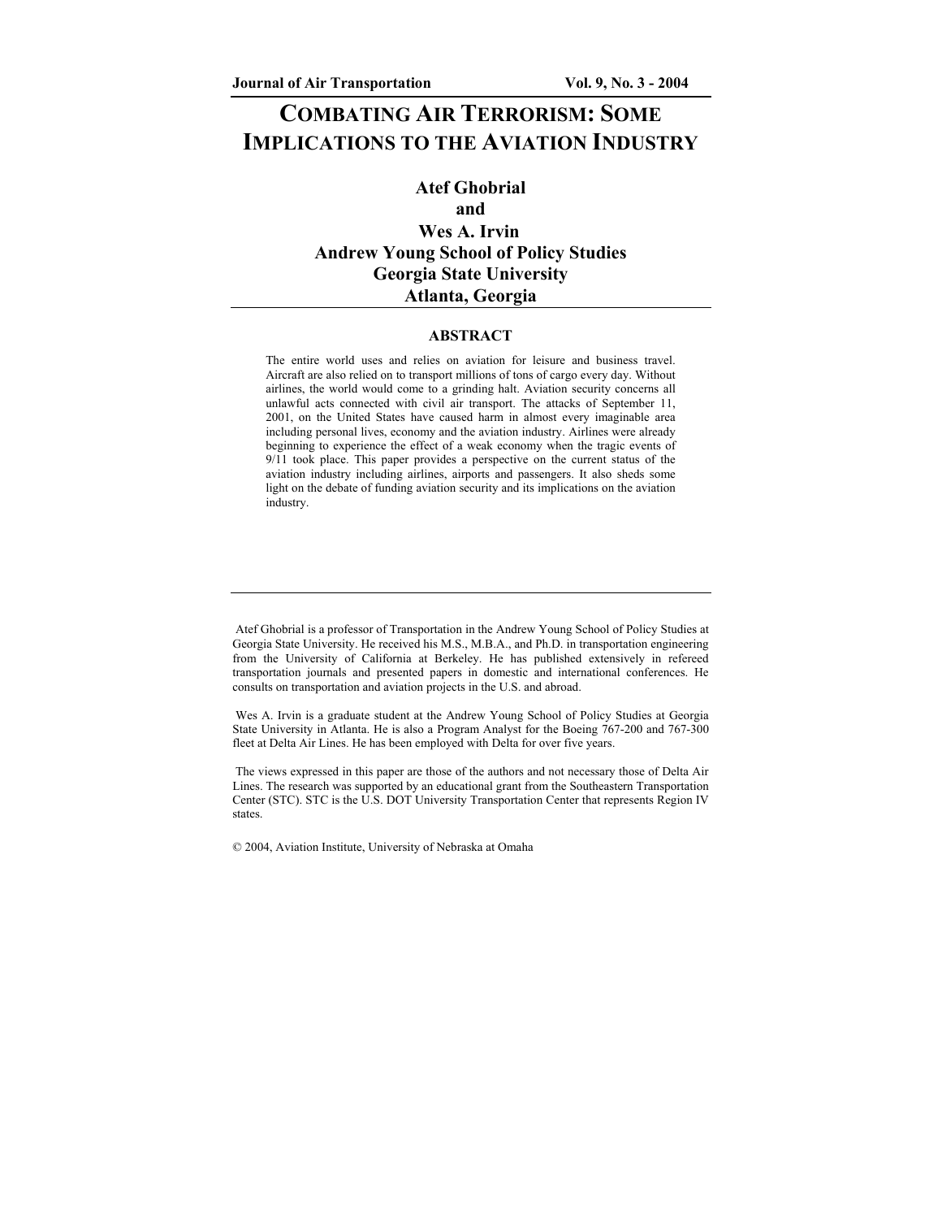# COMBATING AIR TERRORISM: SOME IMPLICATIONS TO THE AVIATION INDUSTRY

**Atef Ghobrial**
**and**
**Wes A. Irvin**
**Andrew Young School of Policy Studies**
**Georgia State University**
**Atlanta, Georgia**

## ABSTRACT

The entire world uses and relies on aviation for leisure and business travel. Aircraft are also relied on to transport millions of tons of cargo every day. Without airlines, the world would come to a grinding halt. Aviation security concerns all unlawful acts connected with civil air transport. The attacks of September 11, 2001, on the United States have caused harm in almost every imaginable area including personal lives, economy and the aviation industry. Airlines were already beginning to experience the effect of a weak economy when the tragic events of 9/11 took place. This paper provides a perspective on the current status of the aviation industry including airlines, airports and passengers. It also sheds some light on the debate of funding aviation security and its implications on the aviation industry.

---

Atef Ghobrial is a professor of Transportation in the Andrew Young School of Policy Studies at Georgia State University. He received his M.S., M.B.A., and Ph.D. in transportation engineering from the University of California at Berkeley. He has published extensively in refereed transportation journals and presented papers in domestic and international conferences. He consults on transportation and aviation projects in the U.S. and abroad.

Wes A. Irvin is a graduate student at the Andrew Young School of Policy Studies at Georgia State University in Atlanta. He is also a Program Analyst for the Boeing 767-200 and 767-300 fleet at Delta Air Lines. He has been employed with Delta for over five years.

The views expressed in this paper are those of the authors and not necessary those of Delta Air Lines. The research was supported by an educational grant from the Southeastern Transportation Center (STC). STC is the U.S. DOT University Transportation Center that represents Region IV states.

© 2004, Aviation Institute, University of Nebraska at Omaha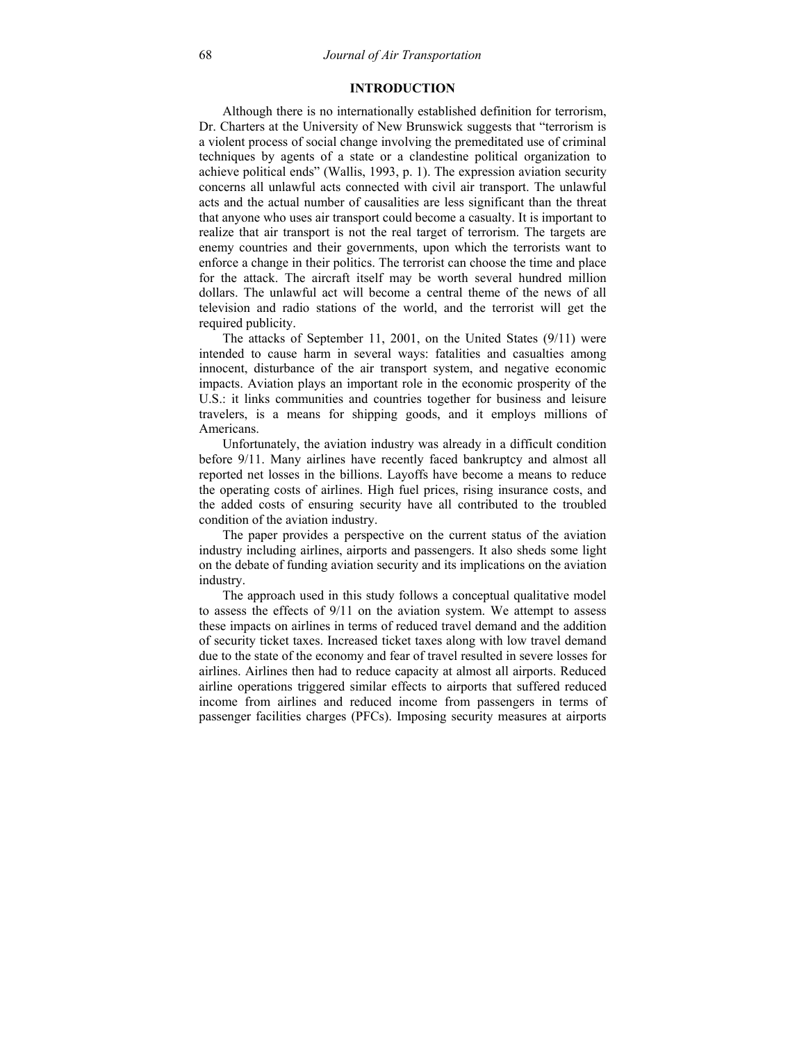## INTRODUCTION

Although there is no internationally established definition for terrorism, Dr. Charters at the University of New Brunswick suggests that "terrorism is a violent process of social change involving the premeditated use of criminal techniques by agents of a state or a clandestine political organization to achieve political ends" (Wallis, 1993, p. 1). The expression aviation security concerns all unlawful acts connected with civil air transport. The unlawful acts and the actual number of causalities are less significant than the threat that anyone who uses air transport could become a casualty. It is important to realize that air transport is not the real target of terrorism. The targets are enemy countries and their governments, upon which the terrorists want to enforce a change in their politics. The terrorist can choose the time and place for the attack. The aircraft itself may be worth several hundred million dollars. The unlawful act will become a central theme of the news of all television and radio stations of the world, and the terrorist will get the required publicity.

The attacks of September 11, 2001, on the United States (9/11) were intended to cause harm in several ways: fatalities and casualties among innocent, disturbance of the air transport system, and negative economic impacts. Aviation plays an important role in the economic prosperity of the U.S.: it links communities and countries together for business and leisure travelers, is a means for shipping goods, and it employs millions of Americans.

Unfortunately, the aviation industry was already in a difficult condition before 9/11. Many airlines have recently faced bankruptcy and almost all reported net losses in the billions. Layoffs have become a means to reduce the operating costs of airlines. High fuel prices, rising insurance costs, and the added costs of ensuring security have all contributed to the troubled condition of the aviation industry.

The paper provides a perspective on the current status of the aviation industry including airlines, airports and passengers. It also sheds some light on the debate of funding aviation security and its implications on the aviation industry.

The approach used in this study follows a conceptual qualitative model to assess the effects of 9/11 on the aviation system. We attempt to assess these impacts on airlines in terms of reduced travel demand and the addition of security ticket taxes. Increased ticket taxes along with low travel demand due to the state of the economy and fear of travel resulted in severe losses for airlines. Airlines then had to reduce capacity at almost all airports. Reduced airline operations triggered similar effects to airports that suffered reduced income from airlines and reduced income from passengers in terms of passenger facilities charges (PFCs). Imposing security measures at airports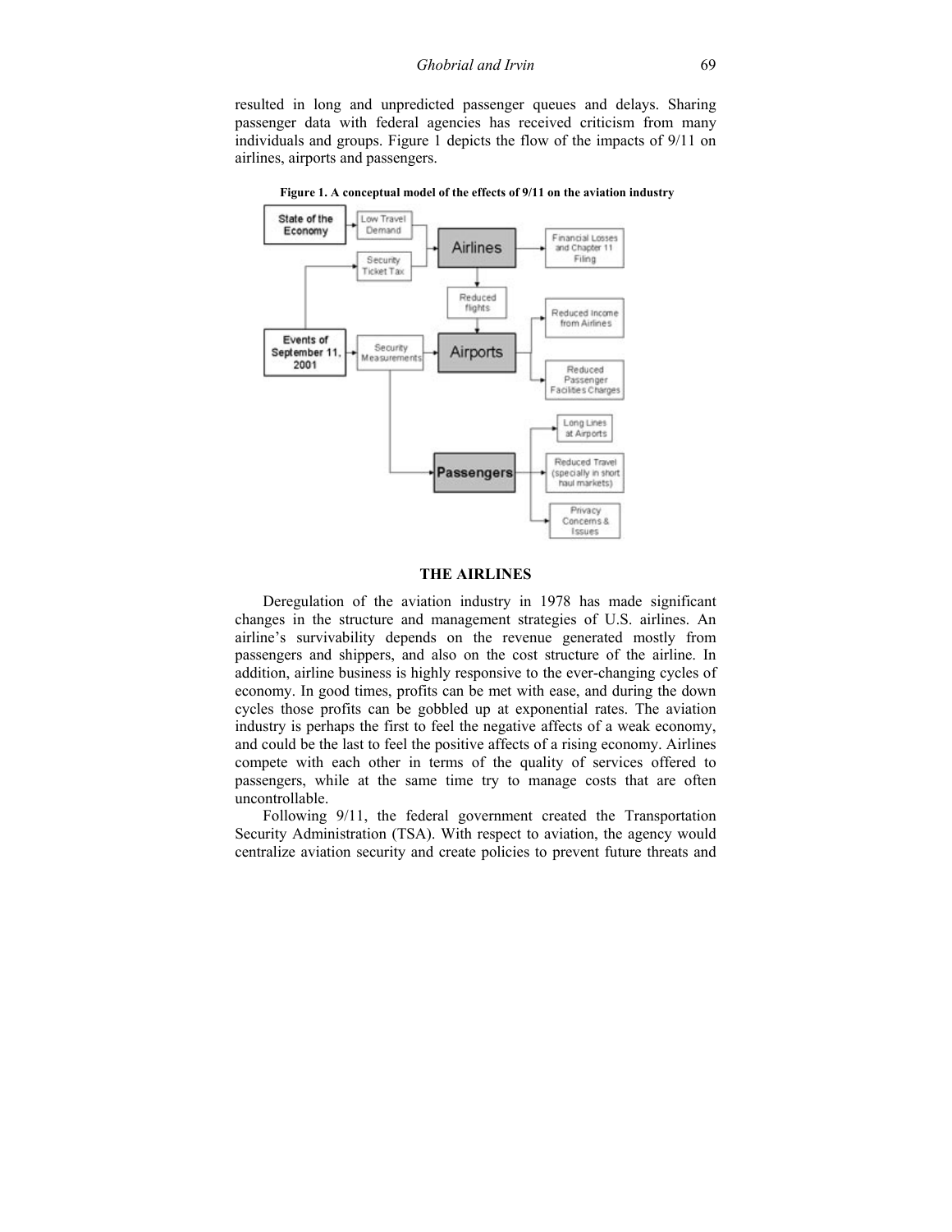resulted in long and unpredicted passenger queues and delays. Sharing passenger data with federal agencies has received criticism from many individuals and groups. Figure 1 depicts the flow of the impacts of 9/11 on airlines, airports and passengers.

**Figure 1. A conceptual model of the effects of 9/11 on the aviation industry**

## THE AIRLINES

Deregulation of the aviation industry in 1978 has made significant changes in the structure and management strategies of U.S. airlines. An airline's survivability depends on the revenue generated mostly from passengers and shippers, and also on the cost structure of the airline. In addition, airline business is highly responsive to the ever-changing cycles of economy. In good times, profits can be met with ease, and during the down cycles those profits can be gobbled up at exponential rates. The aviation industry is perhaps the first to feel the negative affects of a weak economy, and could be the last to feel the positive affects of a rising economy. Airlines compete with each other in terms of the quality of services offered to passengers, while at the same time try to manage costs that are often uncontrollable.

Following 9/11, the federal government created the Transportation Security Administration (TSA). With respect to aviation, the agency would centralize aviation security and create policies to prevent future threats and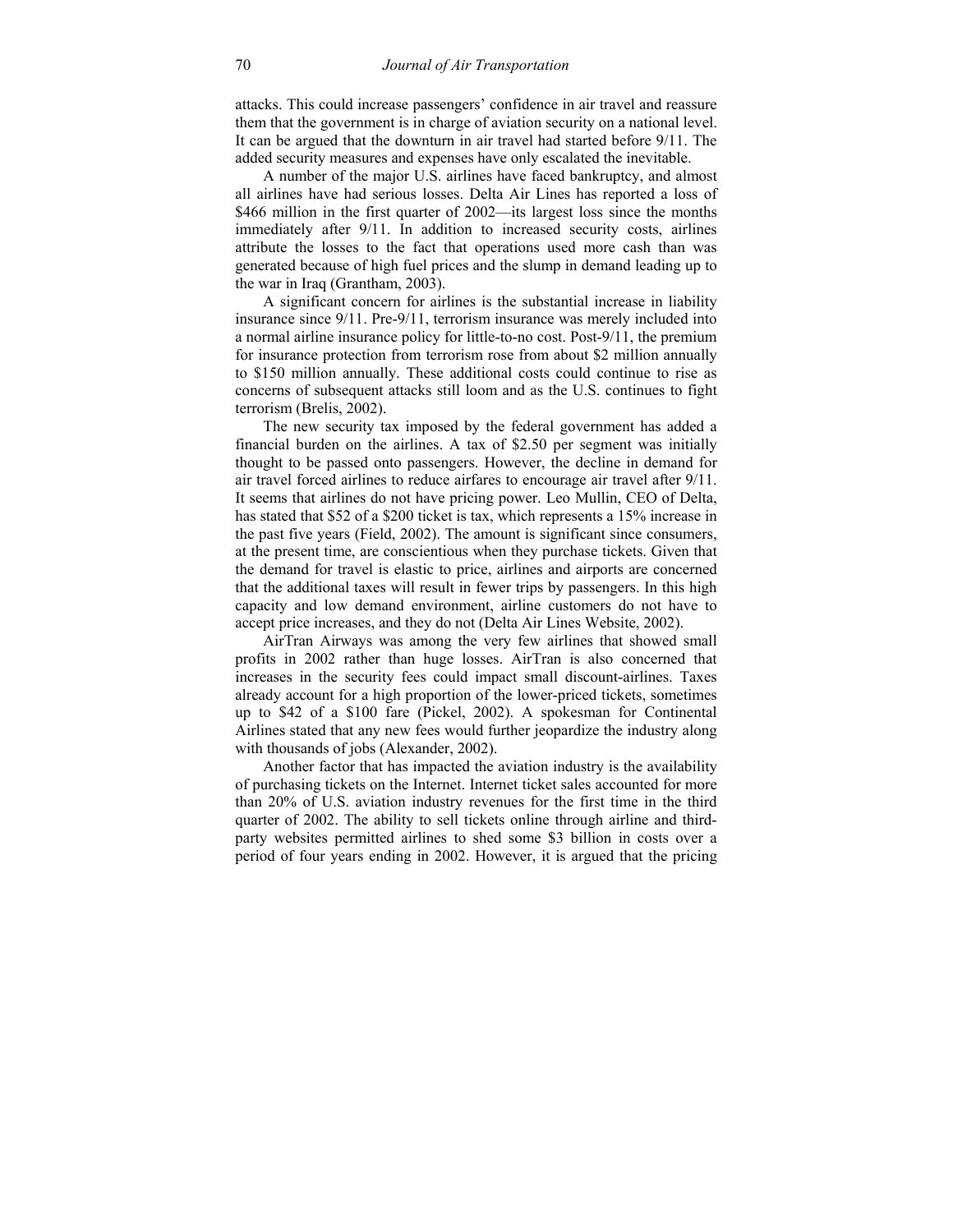attacks. This could increase passengers' confidence in air travel and reassure them that the government is in charge of aviation security on a national level. It can be argued that the downturn in air travel had started before 9/11. The added security measures and expenses have only escalated the inevitable.

A number of the major U.S. airlines have faced bankruptcy, and almost all airlines have had serious losses. Delta Air Lines has reported a loss of $466 million in the first quarter of 2002—its largest loss since the months immediately after 9/11. In addition to increased security costs, airlines attribute the losses to the fact that operations used more cash than was generated because of high fuel prices and the slump in demand leading up to the war in Iraq (Grantham, 2003).

A significant concern for airlines is the substantial increase in liability insurance since 9/11. Pre-9/11, terrorism insurance was merely included into a normal airline insurance policy for little-to-no cost. Post-9/11, the premium for insurance protection from terrorism rose from about $2 million annually to $150 million annually. These additional costs could continue to rise as concerns of subsequent attacks still loom and as the U.S. continues to fight terrorism (Brelis, 2002).

The new security tax imposed by the federal government has added a financial burden on the airlines. A tax of $2.50 per segment was initially thought to be passed onto passengers. However, the decline in demand for air travel forced airlines to reduce airfares to encourage air travel after 9/11. It seems that airlines do not have pricing power. Leo Mullin, CEO of Delta, has stated that $52 of a $200 ticket is tax, which represents a 15% increase in the past five years (Field, 2002). The amount is significant since consumers, at the present time, are conscientious when they purchase tickets. Given that the demand for travel is elastic to price, airlines and airports are concerned that the additional taxes will result in fewer trips by passengers. In this high capacity and low demand environment, airline customers do not have to accept price increases, and they do not (Delta Air Lines Website, 2002).

AirTran Airways was among the very few airlines that showed small profits in 2002 rather than huge losses. AirTran is also concerned that increases in the security fees could impact small discount-airlines. Taxes already account for a high proportion of the lower-priced tickets, sometimes up to $42 of a $100 fare (Pickel, 2002). A spokesman for Continental Airlines stated that any new fees would further jeopardize the industry along with thousands of jobs (Alexander, 2002).

Another factor that has impacted the aviation industry is the availability of purchasing tickets on the Internet. Internet ticket sales accounted for more than 20% of U.S. aviation industry revenues for the first time in the third quarter of 2002. The ability to sell tickets online through airline and third-party websites permitted airlines to shed some $3 billion in costs over a period of four years ending in 2002. However, it is argued that the pricing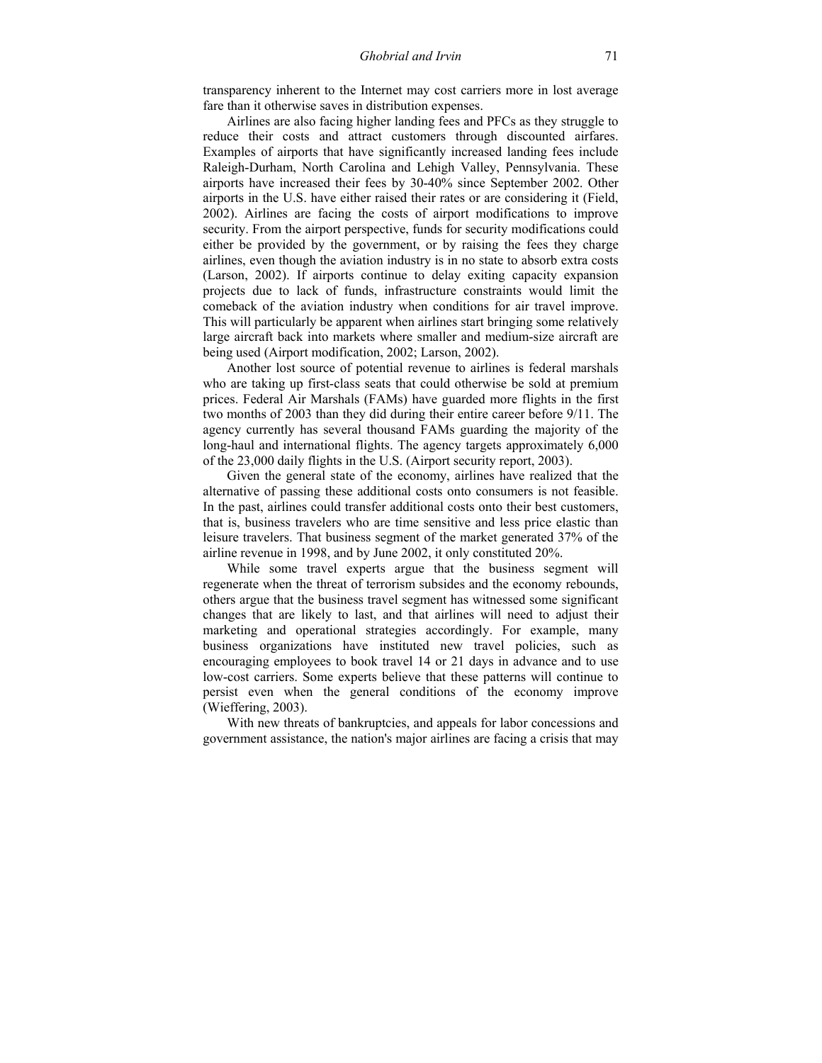transparency inherent to the Internet may cost carriers more in lost average fare than it otherwise saves in distribution expenses.

Airlines are also facing higher landing fees and PFCs as they struggle to reduce their costs and attract customers through discounted airfares. Examples of airports that have significantly increased landing fees include Raleigh-Durham, North Carolina and Lehigh Valley, Pennsylvania. These airports have increased their fees by 30-40% since September 2002. Other airports in the U.S. have either raised their rates or are considering it (Field, 2002). Airlines are facing the costs of airport modifications to improve security. From the airport perspective, funds for security modifications could either be provided by the government, or by raising the fees they charge airlines, even though the aviation industry is in no state to absorb extra costs (Larson, 2002). If airports continue to delay exiting capacity expansion projects due to lack of funds, infrastructure constraints would limit the comeback of the aviation industry when conditions for air travel improve. This will particularly be apparent when airlines start bringing some relatively large aircraft back into markets where smaller and medium-size aircraft are being used (Airport modification, 2002; Larson, 2002).

Another lost source of potential revenue to airlines is federal marshals who are taking up first-class seats that could otherwise be sold at premium prices. Federal Air Marshals (FAMs) have guarded more flights in the first two months of 2003 than they did during their entire career before 9/11. The agency currently has several thousand FAMs guarding the majority of the long-haul and international flights. The agency targets approximately 6,000 of the 23,000 daily flights in the U.S. (Airport security report, 2003).

Given the general state of the economy, airlines have realized that the alternative of passing these additional costs onto consumers is not feasible. In the past, airlines could transfer additional costs onto their best customers, that is, business travelers who are time sensitive and less price elastic than leisure travelers. That business segment of the market generated 37% of the airline revenue in 1998, and by June 2002, it only constituted 20%.

While some travel experts argue that the business segment will regenerate when the threat of terrorism subsides and the economy rebounds, others argue that the business travel segment has witnessed some significant changes that are likely to last, and that airlines will need to adjust their marketing and operational strategies accordingly. For example, many business organizations have instituted new travel policies, such as encouraging employees to book travel 14 or 21 days in advance and to use low-cost carriers. Some experts believe that these patterns will continue to persist even when the general conditions of the economy improve (Wieffering, 2003).

With new threats of bankruptcies, and appeals for labor concessions and government assistance, the nation's major airlines are facing a crisis that may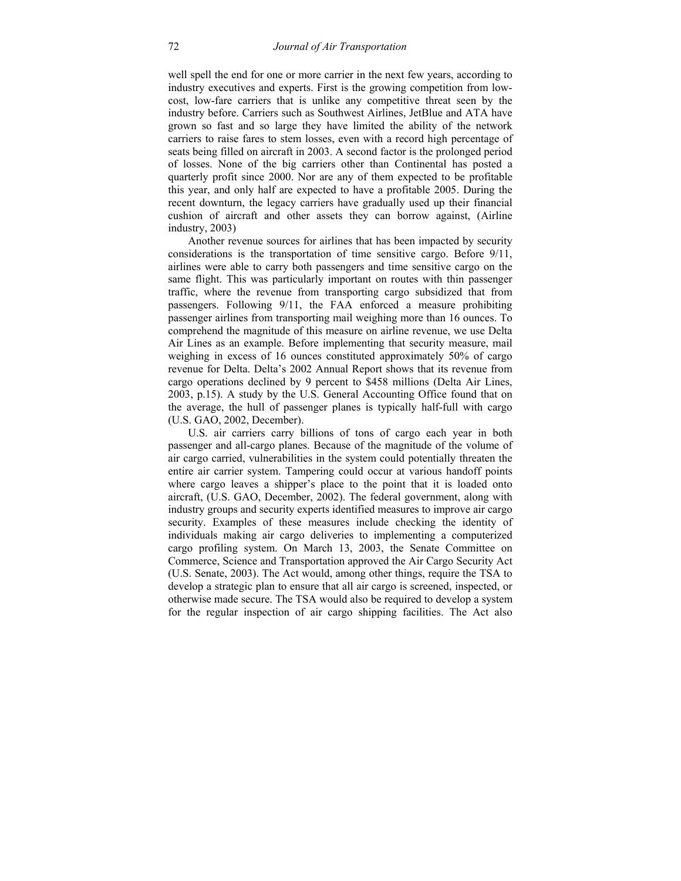well spell the end for one or more carrier in the next few years, according to industry executives and experts. First is the growing competition from low-cost, low-fare carriers that is unlike any competitive threat seen by the industry before. Carriers such as Southwest Airlines, JetBlue and ATA have grown so fast and so large they have limited the ability of the network carriers to raise fares to stem losses, even with a record high percentage of seats being filled on aircraft in 2003. A second factor is the prolonged period of losses. None of the big carriers other than Continental has posted a quarterly profit since 2000. Nor are any of them expected to be profitable this year, and only half are expected to have a profitable 2005. During the recent downturn, the legacy carriers have gradually used up their financial cushion of aircraft and other assets they can borrow against, (Airline industry, 2003)

Another revenue sources for airlines that has been impacted by security considerations is the transportation of time sensitive cargo. Before 9/11, airlines were able to carry both passengers and time sensitive cargo on the same flight. This was particularly important on routes with thin passenger traffic, where the revenue from transporting cargo subsidized that from passengers. Following 9/11, the FAA enforced a measure prohibiting passenger airlines from transporting mail weighing more than 16 ounces. To comprehend the magnitude of this measure on airline revenue, we use Delta Air Lines as an example. Before implementing that security measure, mail weighing in excess of 16 ounces constituted approximately 50% of cargo revenue for Delta. Delta's 2002 Annual Report shows that its revenue from cargo operations declined by 9 percent to $458 millions (Delta Air Lines, 2003, p.15). A study by the U.S. General Accounting Office found that on the average, the hull of passenger planes is typically half-full with cargo (U.S. GAO, 2002, December).

U.S. air carriers carry billions of tons of cargo each year in both passenger and all-cargo planes. Because of the magnitude of the volume of air cargo carried, vulnerabilities in the system could potentially threaten the entire air carrier system. Tampering could occur at various handoff points where cargo leaves a shipper's place to the point that it is loaded onto aircraft, (U.S. GAO, December, 2002). The federal government, along with industry groups and security experts identified measures to improve air cargo security. Examples of these measures include checking the identity of individuals making air cargo deliveries to implementing a computerized cargo profiling system. On March 13, 2003, the Senate Committee on Commerce, Science and Transportation approved the Air Cargo Security Act (U.S. Senate, 2003). The Act would, among other things, require the TSA to develop a strategic plan to ensure that all air cargo is screened, inspected, or otherwise made secure. The TSA would also be required to develop a system for the regular inspection of air cargo shipping facilities. The Act also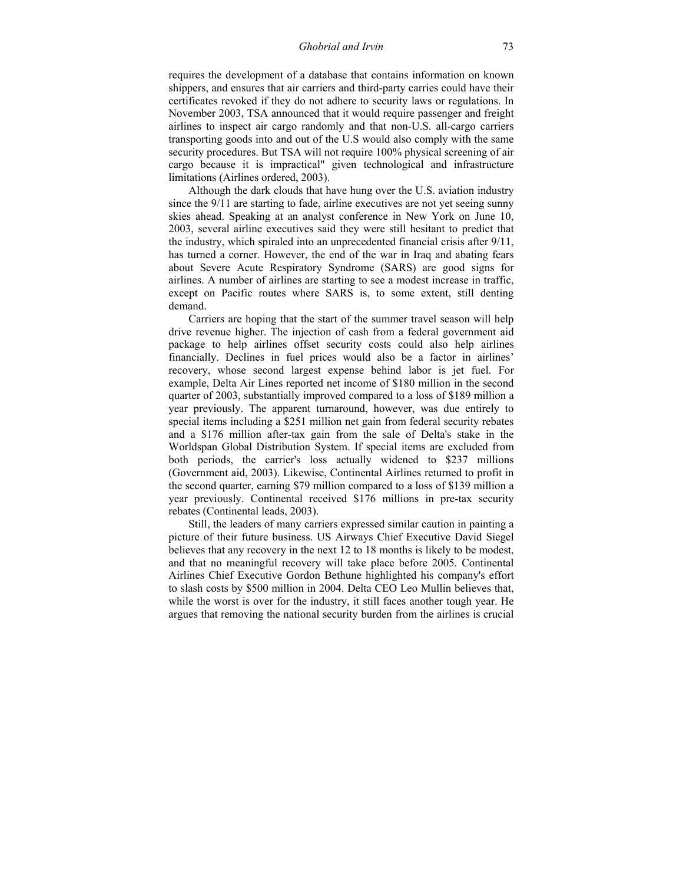requires the development of a database that contains information on known shippers, and ensures that air carriers and third-party carries could have their certificates revoked if they do not adhere to security laws or regulations. In November 2003, TSA announced that it would require passenger and freight airlines to inspect air cargo randomly and that non-U.S. all-cargo carriers transporting goods into and out of the U.S would also comply with the same security procedures. But TSA will not require 100% physical screening of air cargo because it is impractical" given technological and infrastructure limitations (Airlines ordered, 2003).

Although the dark clouds that have hung over the U.S. aviation industry since the 9/11 are starting to fade, airline executives are not yet seeing sunny skies ahead. Speaking at an analyst conference in New York on June 10, 2003, several airline executives said they were still hesitant to predict that the industry, which spiraled into an unprecedented financial crisis after 9/11, has turned a corner. However, the end of the war in Iraq and abating fears about Severe Acute Respiratory Syndrome (SARS) are good signs for airlines. A number of airlines are starting to see a modest increase in traffic, except on Pacific routes where SARS is, to some extent, still denting demand.

Carriers are hoping that the start of the summer travel season will help drive revenue higher. The injection of cash from a federal government aid package to help airlines offset security costs could also help airlines financially. Declines in fuel prices would also be a factor in airlines' recovery, whose second largest expense behind labor is jet fuel. For example, Delta Air Lines reported net income of $180 million in the second quarter of 2003, substantially improved compared to a loss of $189 million a year previously. The apparent turnaround, however, was due entirely to special items including a $251 million net gain from federal security rebates and a $176 million after-tax gain from the sale of Delta's stake in the Worldspan Global Distribution System. If special items are excluded from both periods, the carrier's loss actually widened to $237 millions (Government aid, 2003). Likewise, Continental Airlines returned to profit in the second quarter, earning $79 million compared to a loss of $139 million a year previously. Continental received $176 millions in pre-tax security rebates (Continental leads, 2003).

Still, the leaders of many carriers expressed similar caution in painting a picture of their future business. US Airways Chief Executive David Siegel believes that any recovery in the next 12 to 18 months is likely to be modest, and that no meaningful recovery will take place before 2005. Continental Airlines Chief Executive Gordon Bethune highlighted his company's effort to slash costs by $500 million in 2004. Delta CEO Leo Mullin believes that, while the worst is over for the industry, it still faces another tough year. He argues that removing the national security burden from the airlines is crucial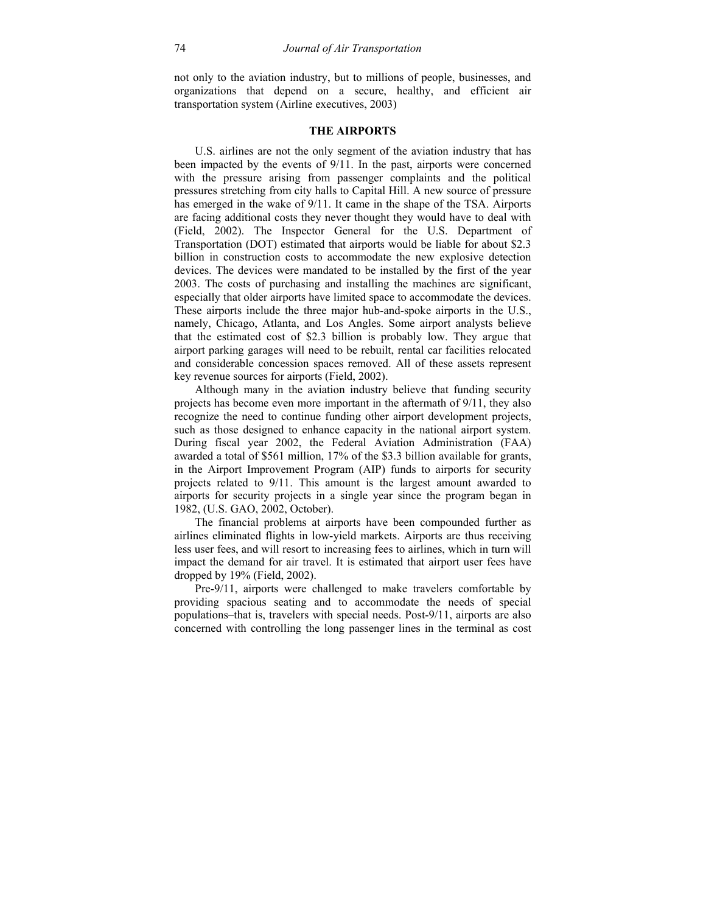not only to the aviation industry, but to millions of people, businesses, and organizations that depend on a secure, healthy, and efficient air transportation system (Airline executives, 2003)

## THE AIRPORTS

U.S. airlines are not the only segment of the aviation industry that has been impacted by the events of 9/11. In the past, airports were concerned with the pressure arising from passenger complaints and the political pressures stretching from city halls to Capital Hill. A new source of pressure has emerged in the wake of 9/11. It came in the shape of the TSA. Airports are facing additional costs they never thought they would have to deal with (Field, 2002). The Inspector General for the U.S. Department of Transportation (DOT) estimated that airports would be liable for about $2.3 billion in construction costs to accommodate the new explosive detection devices. The devices were mandated to be installed by the first of the year 2003. The costs of purchasing and installing the machines are significant, especially that older airports have limited space to accommodate the devices. These airports include the three major hub-and-spoke airports in the U.S., namely, Chicago, Atlanta, and Los Angles. Some airport analysts believe that the estimated cost of $2.3 billion is probably low. They argue that airport parking garages will need to be rebuilt, rental car facilities relocated and considerable concession spaces removed. All of these assets represent key revenue sources for airports (Field, 2002).

Although many in the aviation industry believe that funding security projects has become even more important in the aftermath of 9/11, they also recognize the need to continue funding other airport development projects, such as those designed to enhance capacity in the national airport system. During fiscal year 2002, the Federal Aviation Administration (FAA) awarded a total of $561 million, 17% of the $3.3 billion available for grants, in the Airport Improvement Program (AIP) funds to airports for security projects related to 9/11. This amount is the largest amount awarded to airports for security projects in a single year since the program began in 1982, (U.S. GAO, 2002, October).

The financial problems at airports have been compounded further as airlines eliminated flights in low-yield markets. Airports are thus receiving less user fees, and will resort to increasing fees to airlines, which in turn will impact the demand for air travel. It is estimated that airport user fees have dropped by 19% (Field, 2002).

Pre-9/11, airports were challenged to make travelers comfortable by providing spacious seating and to accommodate the needs of special populations–that is, travelers with special needs. Post-9/11, airports are also concerned with controlling the long passenger lines in the terminal as cost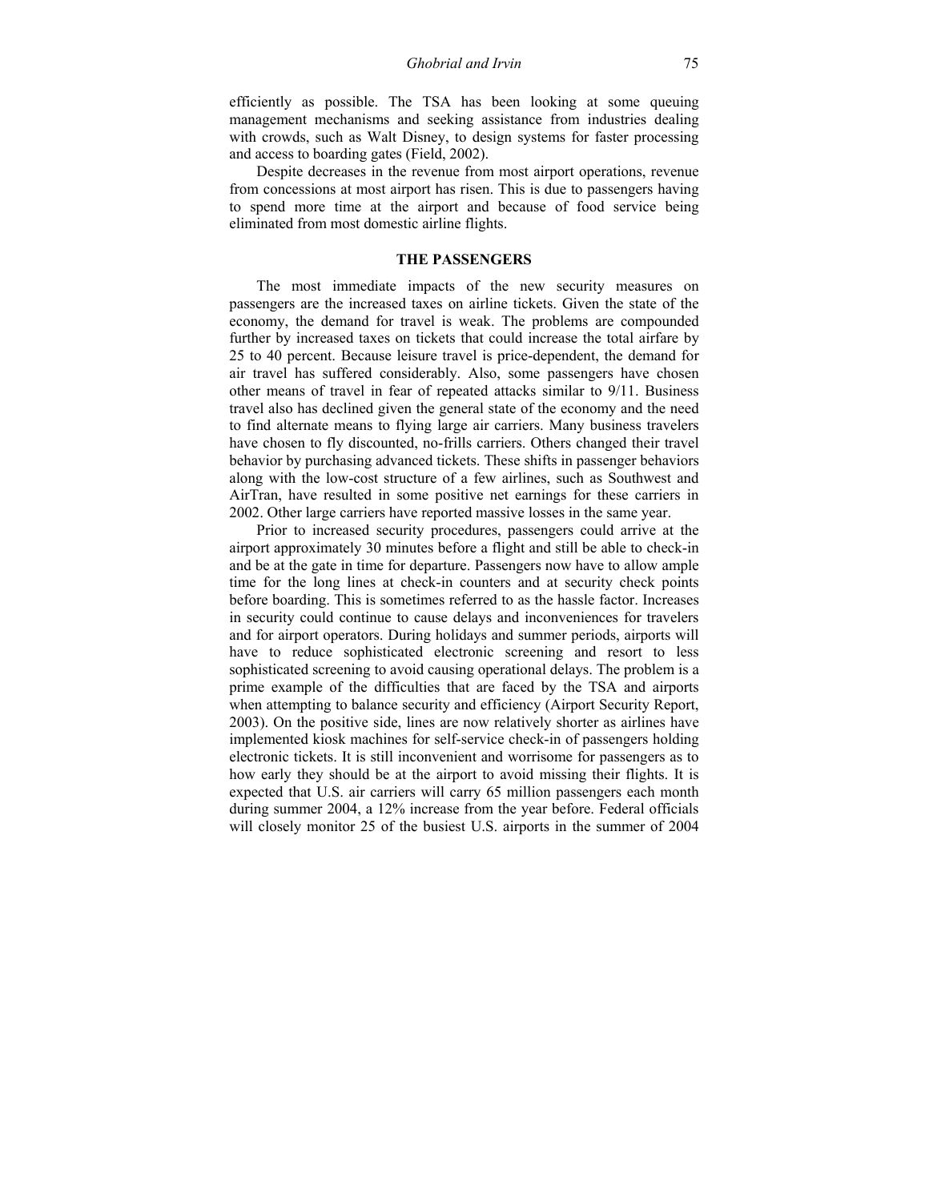efficiently as possible. The TSA has been looking at some queuing management mechanisms and seeking assistance from industries dealing with crowds, such as Walt Disney, to design systems for faster processing and access to boarding gates (Field, 2002).

Despite decreases in the revenue from most airport operations, revenue from concessions at most airport has risen. This is due to passengers having to spend more time at the airport and because of food service being eliminated from most domestic airline flights.

## THE PASSENGERS

The most immediate impacts of the new security measures on passengers are the increased taxes on airline tickets. Given the state of the economy, the demand for travel is weak. The problems are compounded further by increased taxes on tickets that could increase the total airfare by 25 to 40 percent. Because leisure travel is price-dependent, the demand for air travel has suffered considerably. Also, some passengers have chosen other means of travel in fear of repeated attacks similar to 9/11. Business travel also has declined given the general state of the economy and the need to find alternate means to flying large air carriers. Many business travelers have chosen to fly discounted, no-frills carriers. Others changed their travel behavior by purchasing advanced tickets. These shifts in passenger behaviors along with the low-cost structure of a few airlines, such as Southwest and AirTran, have resulted in some positive net earnings for these carriers in 2002. Other large carriers have reported massive losses in the same year.

Prior to increased security procedures, passengers could arrive at the airport approximately 30 minutes before a flight and still be able to check-in and be at the gate in time for departure. Passengers now have to allow ample time for the long lines at check-in counters and at security check points before boarding. This is sometimes referred to as the hassle factor. Increases in security could continue to cause delays and inconveniences for travelers and for airport operators. During holidays and summer periods, airports will have to reduce sophisticated electronic screening and resort to less sophisticated screening to avoid causing operational delays. The problem is a prime example of the difficulties that are faced by the TSA and airports when attempting to balance security and efficiency (Airport Security Report, 2003). On the positive side, lines are now relatively shorter as airlines have implemented kiosk machines for self-service check-in of passengers holding electronic tickets. It is still inconvenient and worrisome for passengers as to how early they should be at the airport to avoid missing their flights. It is expected that U.S. air carriers will carry 65 million passengers each month during summer 2004, a 12% increase from the year before. Federal officials will closely monitor 25 of the busiest U.S. airports in the summer of 2004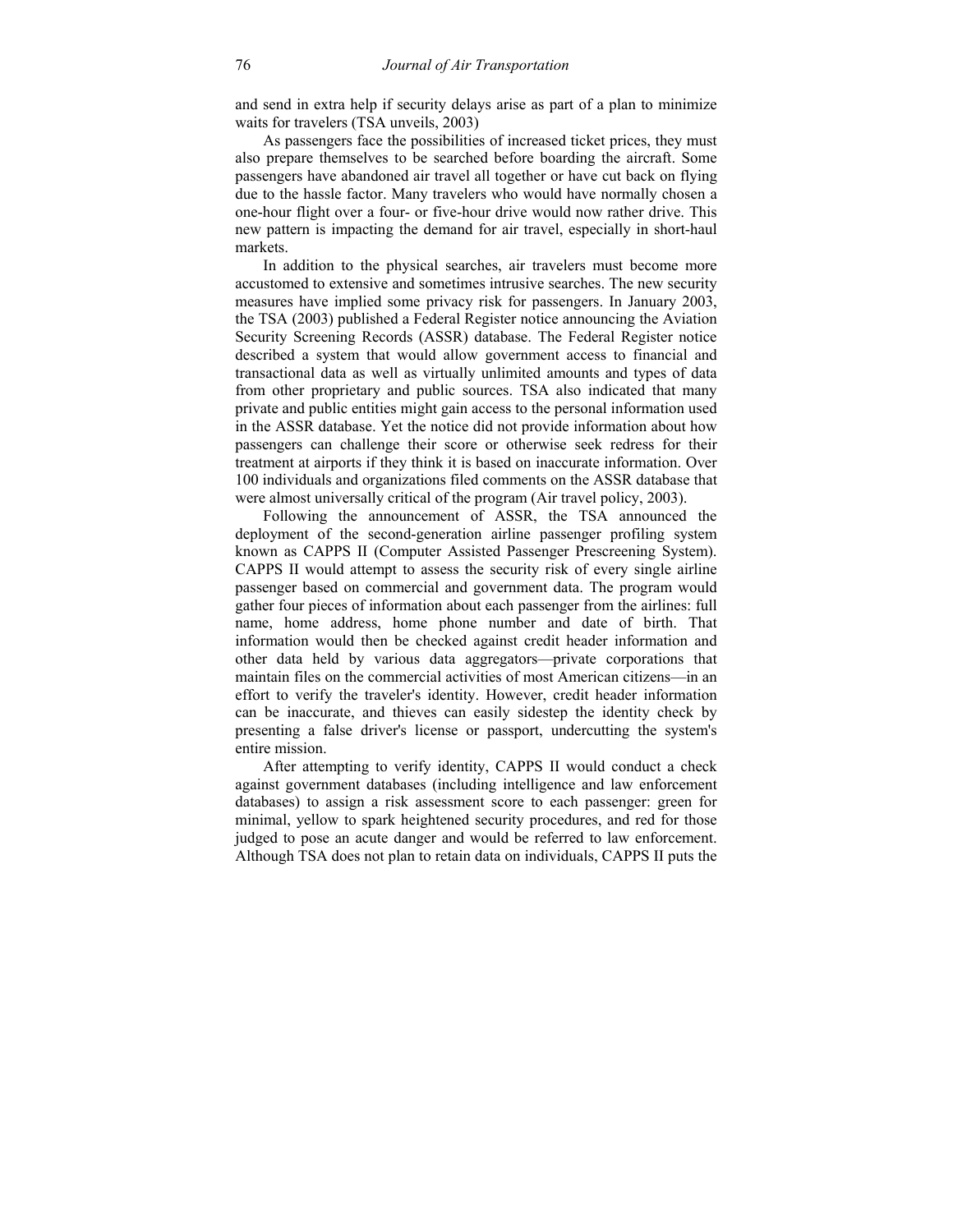and send in extra help if security delays arise as part of a plan to minimize waits for travelers (TSA unveils, 2003)

As passengers face the possibilities of increased ticket prices, they must also prepare themselves to be searched before boarding the aircraft. Some passengers have abandoned air travel all together or have cut back on flying due to the hassle factor. Many travelers who would have normally chosen a one-hour flight over a four- or five-hour drive would now rather drive. This new pattern is impacting the demand for air travel, especially in short-haul markets.

In addition to the physical searches, air travelers must become more accustomed to extensive and sometimes intrusive searches. The new security measures have implied some privacy risk for passengers. In January 2003, the TSA (2003) published a Federal Register notice announcing the Aviation Security Screening Records (ASSR) database. The Federal Register notice described a system that would allow government access to financial and transactional data as well as virtually unlimited amounts and types of data from other proprietary and public sources. TSA also indicated that many private and public entities might gain access to the personal information used in the ASSR database. Yet the notice did not provide information about how passengers can challenge their score or otherwise seek redress for their treatment at airports if they think it is based on inaccurate information. Over 100 individuals and organizations filed comments on the ASSR database that were almost universally critical of the program (Air travel policy, 2003).

Following the announcement of ASSR, the TSA announced the deployment of the second-generation airline passenger profiling system known as CAPPS II (Computer Assisted Passenger Prescreening System). CAPPS II would attempt to assess the security risk of every single airline passenger based on commercial and government data. The program would gather four pieces of information about each passenger from the airlines: full name, home address, home phone number and date of birth. That information would then be checked against credit header information and other data held by various data aggregators—private corporations that maintain files on the commercial activities of most American citizens—in an effort to verify the traveler's identity. However, credit header information can be inaccurate, and thieves can easily sidestep the identity check by presenting a false driver's license or passport, undercutting the system's entire mission.

After attempting to verify identity, CAPPS II would conduct a check against government databases (including intelligence and law enforcement databases) to assign a risk assessment score to each passenger: green for minimal, yellow to spark heightened security procedures, and red for those judged to pose an acute danger and would be referred to law enforcement. Although TSA does not plan to retain data on individuals, CAPPS II puts the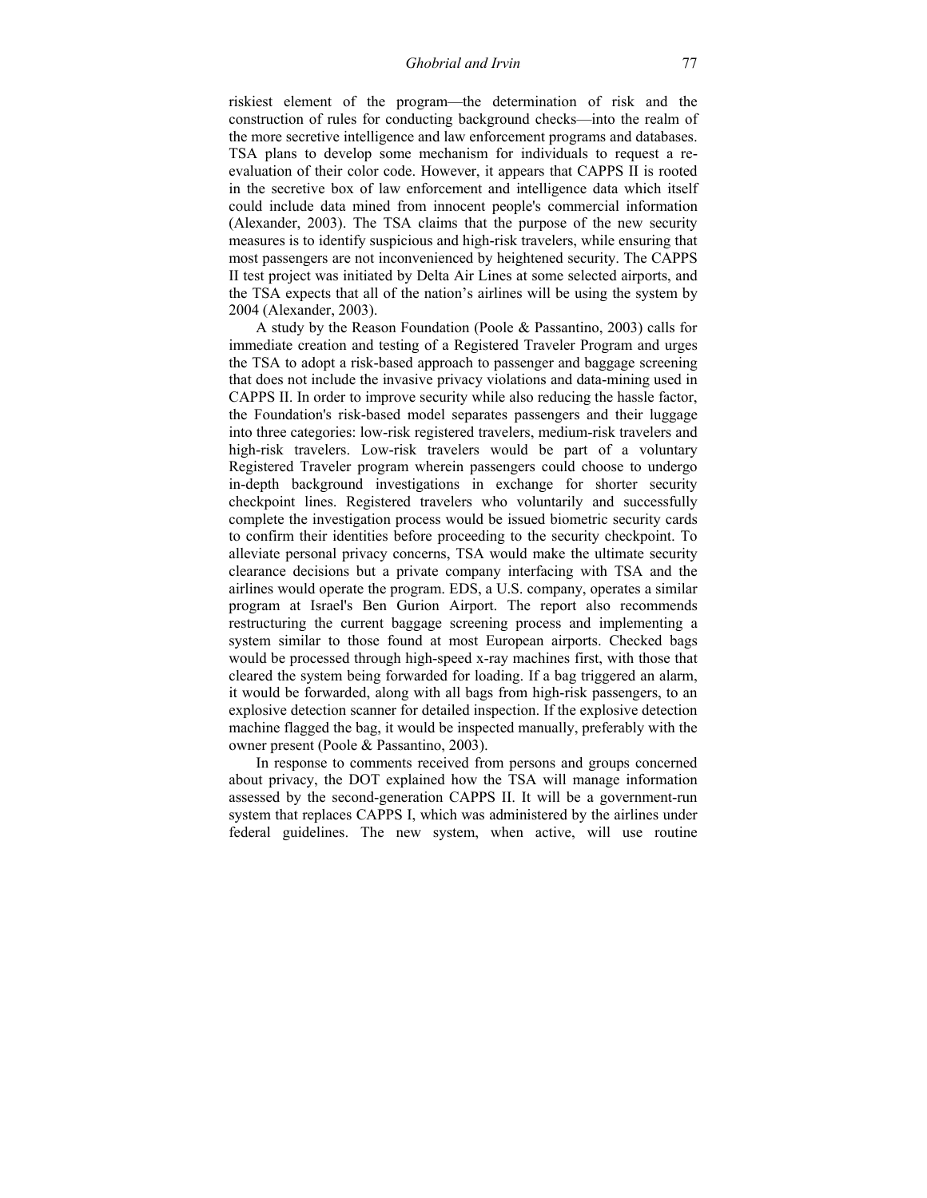riskiest element of the program—the determination of risk and the construction of rules for conducting background checks—into the realm of the more secretive intelligence and law enforcement programs and databases. TSA plans to develop some mechanism for individuals to request a re-evaluation of their color code. However, it appears that CAPPS II is rooted in the secretive box of law enforcement and intelligence data which itself could include data mined from innocent people's commercial information (Alexander, 2003). The TSA claims that the purpose of the new security measures is to identify suspicious and high-risk travelers, while ensuring that most passengers are not inconvenienced by heightened security. The CAPPS II test project was initiated by Delta Air Lines at some selected airports, and the TSA expects that all of the nation's airlines will be using the system by 2004 (Alexander, 2003).

A study by the Reason Foundation (Poole & Passantino, 2003) calls for immediate creation and testing of a Registered Traveler Program and urges the TSA to adopt a risk-based approach to passenger and baggage screening that does not include the invasive privacy violations and data-mining used in CAPPS II. In order to improve security while also reducing the hassle factor, the Foundation's risk-based model separates passengers and their luggage into three categories: low-risk registered travelers, medium-risk travelers and high-risk travelers. Low-risk travelers would be part of a voluntary Registered Traveler program wherein passengers could choose to undergo in-depth background investigations in exchange for shorter security checkpoint lines. Registered travelers who voluntarily and successfully complete the investigation process would be issued biometric security cards to confirm their identities before proceeding to the security checkpoint. To alleviate personal privacy concerns, TSA would make the ultimate security clearance decisions but a private company interfacing with TSA and the airlines would operate the program. EDS, a U.S. company, operates a similar program at Israel's Ben Gurion Airport. The report also recommends restructuring the current baggage screening process and implementing a system similar to those found at most European airports. Checked bags would be processed through high-speed x-ray machines first, with those that cleared the system being forwarded for loading. If a bag triggered an alarm, it would be forwarded, along with all bags from high-risk passengers, to an explosive detection scanner for detailed inspection. If the explosive detection machine flagged the bag, it would be inspected manually, preferably with the owner present (Poole & Passantino, 2003).

In response to comments received from persons and groups concerned about privacy, the DOT explained how the TSA will manage information assessed by the second-generation CAPPS II. It will be a government-run system that replaces CAPPS I, which was administered by the airlines under federal guidelines. The new system, when active, will use routine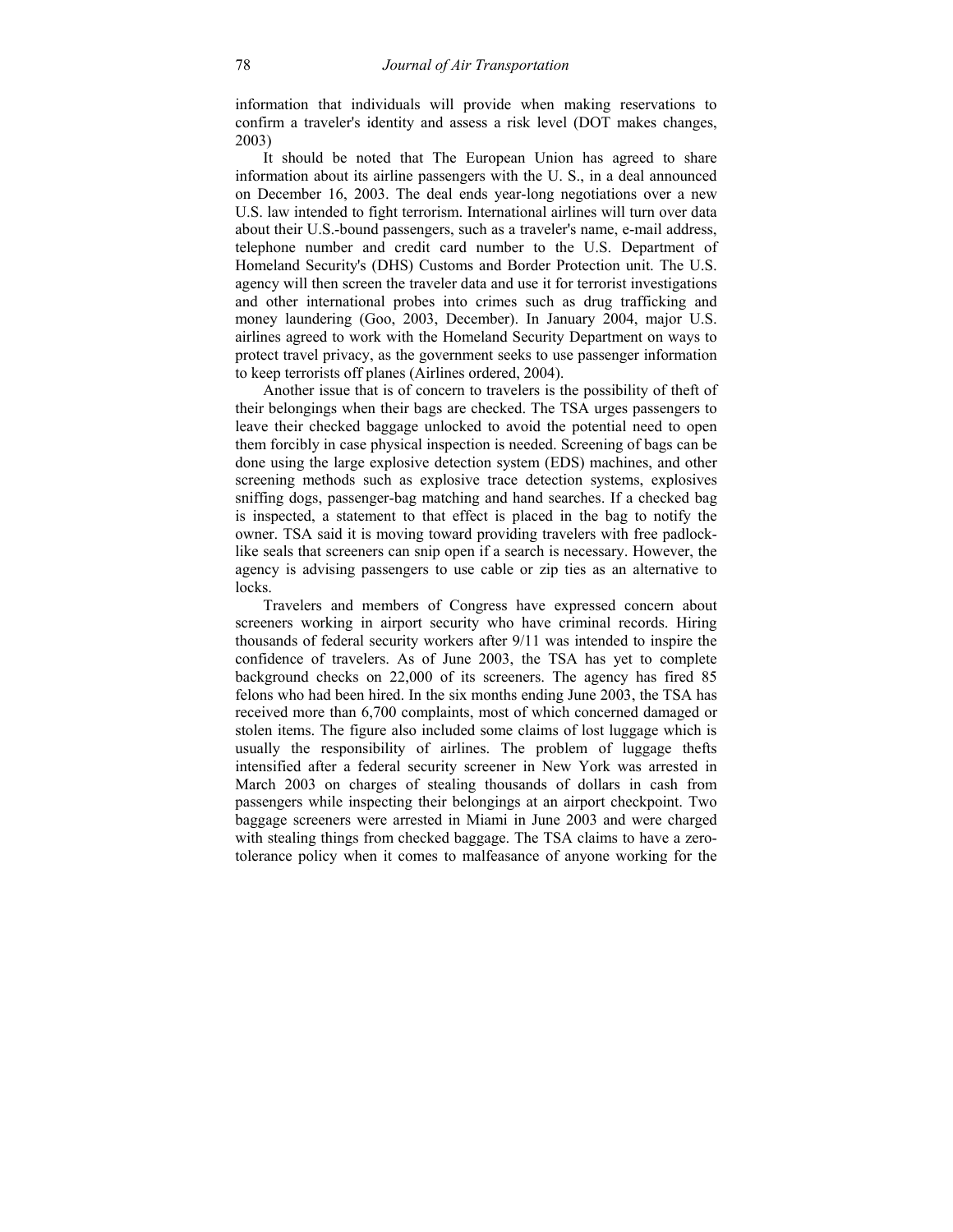information that individuals will provide when making reservations to confirm a traveler's identity and assess a risk level (DOT makes changes, 2003)

It should be noted that The European Union has agreed to share information about its airline passengers with the U. S., in a deal announced on December 16, 2003. The deal ends year-long negotiations over a new U.S. law intended to fight terrorism. International airlines will turn over data about their U.S.-bound passengers, such as a traveler's name, e-mail address, telephone number and credit card number to the U.S. Department of Homeland Security's (DHS) Customs and Border Protection unit. The U.S. agency will then screen the traveler data and use it for terrorist investigations and other international probes into crimes such as drug trafficking and money laundering (Goo, 2003, December). In January 2004, major U.S. airlines agreed to work with the Homeland Security Department on ways to protect travel privacy, as the government seeks to use passenger information to keep terrorists off planes (Airlines ordered, 2004).

Another issue that is of concern to travelers is the possibility of theft of their belongings when their bags are checked. The TSA urges passengers to leave their checked baggage unlocked to avoid the potential need to open them forcibly in case physical inspection is needed. Screening of bags can be done using the large explosive detection system (EDS) machines, and other screening methods such as explosive trace detection systems, explosives sniffing dogs, passenger-bag matching and hand searches. If a checked bag is inspected, a statement to that effect is placed in the bag to notify the owner. TSA said it is moving toward providing travelers with free padlock-like seals that screeners can snip open if a search is necessary. However, the agency is advising passengers to use cable or zip ties as an alternative to locks.

Travelers and members of Congress have expressed concern about screeners working in airport security who have criminal records. Hiring thousands of federal security workers after 9/11 was intended to inspire the confidence of travelers. As of June 2003, the TSA has yet to complete background checks on 22,000 of its screeners. The agency has fired 85 felons who had been hired. In the six months ending June 2003, the TSA has received more than 6,700 complaints, most of which concerned damaged or stolen items. The figure also included some claims of lost luggage which is usually the responsibility of airlines. The problem of luggage thefts intensified after a federal security screener in New York was arrested in March 2003 on charges of stealing thousands of dollars in cash from passengers while inspecting their belongings at an airport checkpoint. Two baggage screeners were arrested in Miami in June 2003 and were charged with stealing things from checked baggage. The TSA claims to have a zero-tolerance policy when it comes to malfeasance of anyone working for the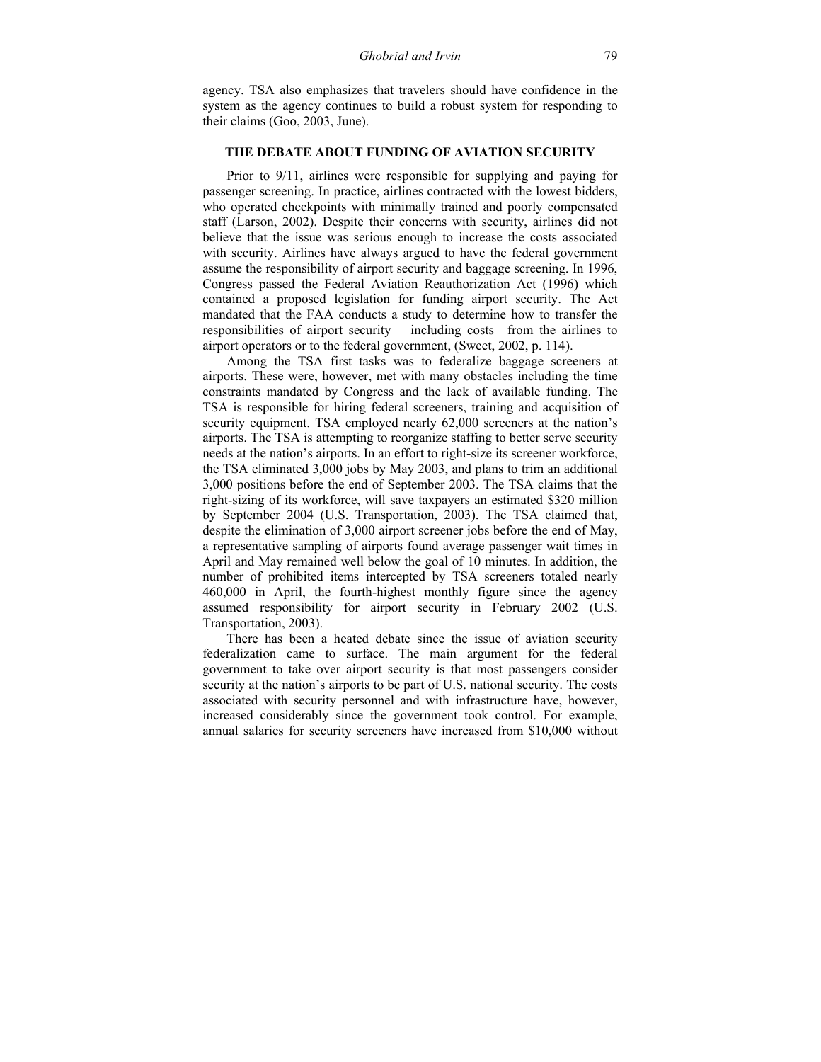agency. TSA also emphasizes that travelers should have confidence in the system as the agency continues to build a robust system for responding to their claims (Goo, 2003, June).

## THE DEBATE ABOUT FUNDING OF AVIATION SECURITY

Prior to 9/11, airlines were responsible for supplying and paying for passenger screening. In practice, airlines contracted with the lowest bidders, who operated checkpoints with minimally trained and poorly compensated staff (Larson, 2002). Despite their concerns with security, airlines did not believe that the issue was serious enough to increase the costs associated with security. Airlines have always argued to have the federal government assume the responsibility of airport security and baggage screening. In 1996, Congress passed the Federal Aviation Reauthorization Act (1996) which contained a proposed legislation for funding airport security. The Act mandated that the FAA conducts a study to determine how to transfer the responsibilities of airport security —including costs—from the airlines to airport operators or to the federal government, (Sweet, 2002, p. 114).

Among the TSA first tasks was to federalize baggage screeners at airports. These were, however, met with many obstacles including the time constraints mandated by Congress and the lack of available funding. The TSA is responsible for hiring federal screeners, training and acquisition of security equipment. TSA employed nearly 62,000 screeners at the nation's airports. The TSA is attempting to reorganize staffing to better serve security needs at the nation's airports. In an effort to right-size its screener workforce, the TSA eliminated 3,000 jobs by May 2003, and plans to trim an additional 3,000 positions before the end of September 2003. The TSA claims that the right-sizing of its workforce, will save taxpayers an estimated $320 million by September 2004 (U.S. Transportation, 2003). The TSA claimed that, despite the elimination of 3,000 airport screener jobs before the end of May, a representative sampling of airports found average passenger wait times in April and May remained well below the goal of 10 minutes. In addition, the number of prohibited items intercepted by TSA screeners totaled nearly 460,000 in April, the fourth-highest monthly figure since the agency assumed responsibility for airport security in February 2002 (U.S. Transportation, 2003).

There has been a heated debate since the issue of aviation security federalization came to surface. The main argument for the federal government to take over airport security is that most passengers consider security at the nation's airports to be part of U.S. national security. The costs associated with security personnel and with infrastructure have, however, increased considerably since the government took control. For example, annual salaries for security screeners have increased from $10,000 without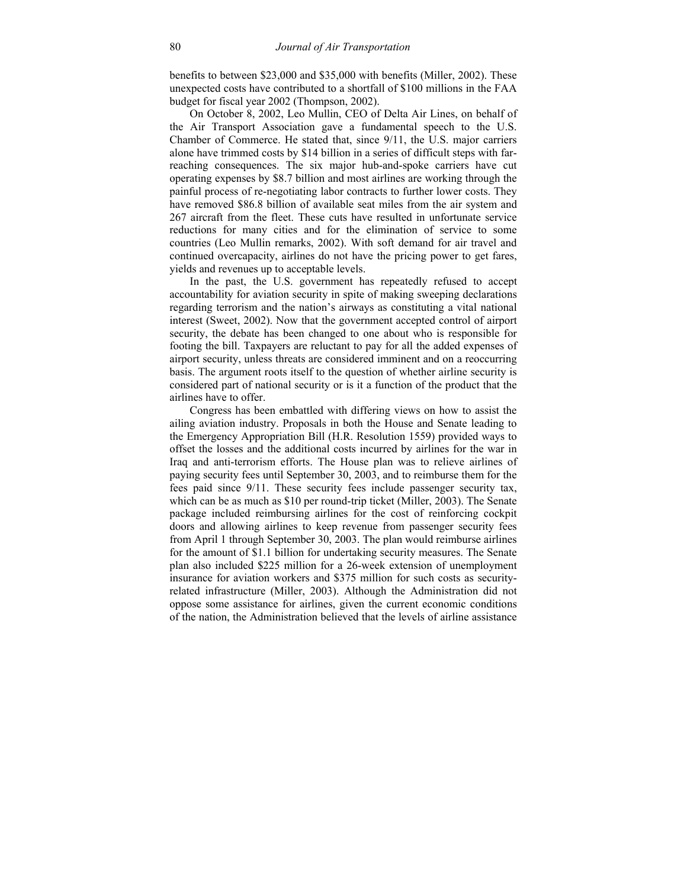benefits to between \$23,000 and \$35,000 with benefits (Miller, 2002). These unexpected costs have contributed to a shortfall of \$100 millions in the FAA budget for fiscal year 2002 (Thompson, 2002).

On October 8, 2002, Leo Mullin, CEO of Delta Air Lines, on behalf of the Air Transport Association gave a fundamental speech to the U.S. Chamber of Commerce. He stated that, since 9/11, the U.S. major carriers alone have trimmed costs by \$14 billion in a series of difficult steps with far-reaching consequences. The six major hub-and-spoke carriers have cut operating expenses by \$8.7 billion and most airlines are working through the painful process of re-negotiating labor contracts to further lower costs. They have removed \$86.8 billion of available seat miles from the air system and 267 aircraft from the fleet. These cuts have resulted in unfortunate service reductions for many cities and for the elimination of service to some countries (Leo Mullin remarks, 2002). With soft demand for air travel and continued overcapacity, airlines do not have the pricing power to get fares, yields and revenues up to acceptable levels.

In the past, the U.S. government has repeatedly refused to accept accountability for aviation security in spite of making sweeping declarations regarding terrorism and the nation's airways as constituting a vital national interest (Sweet, 2002). Now that the government accepted control of airport security, the debate has been changed to one about who is responsible for footing the bill. Taxpayers are reluctant to pay for all the added expenses of airport security, unless threats are considered imminent and on a reoccurring basis. The argument roots itself to the question of whether airline security is considered part of national security or is it a function of the product that the airlines have to offer.

Congress has been embattled with differing views on how to assist the ailing aviation industry. Proposals in both the House and Senate leading to the Emergency Appropriation Bill (H.R. Resolution 1559) provided ways to offset the losses and the additional costs incurred by airlines for the war in Iraq and anti-terrorism efforts. The House plan was to relieve airlines of paying security fees until September 30, 2003, and to reimburse them for the fees paid since 9/11. These security fees include passenger security tax, which can be as much as \$10 per round-trip ticket (Miller, 2003). The Senate package included reimbursing airlines for the cost of reinforcing cockpit doors and allowing airlines to keep revenue from passenger security fees from April 1 through September 30, 2003. The plan would reimburse airlines for the amount of \$1.1 billion for undertaking security measures. The Senate plan also included \$225 million for a 26-week extension of unemployment insurance for aviation workers and \$375 million for such costs as security-related infrastructure (Miller, 2003). Although the Administration did not oppose some assistance for airlines, given the current economic conditions of the nation, the Administration believed that the levels of airline assistance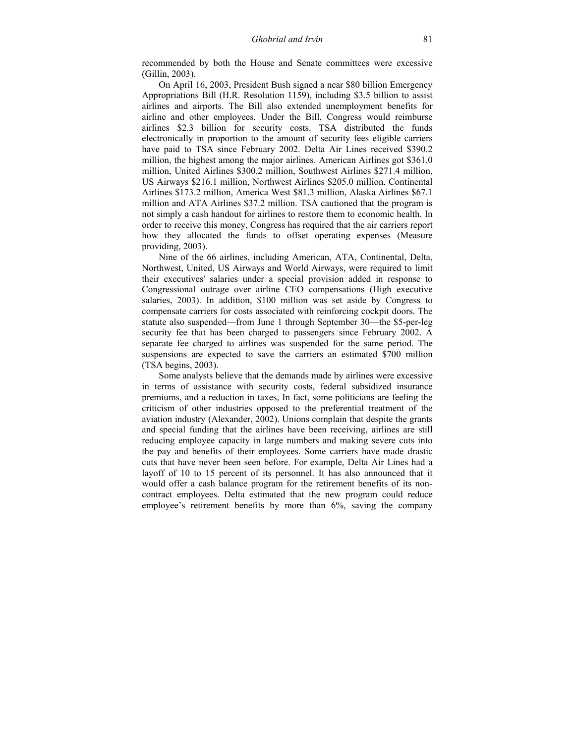recommended by both the House and Senate committees were excessive (Gillin, 2003).

On April 16, 2003, President Bush signed a near $80 billion Emergency Appropriations Bill (H.R. Resolution 1159), including $3.5 billion to assist airlines and airports. The Bill also extended unemployment benefits for airline and other employees. Under the Bill, Congress would reimburse airlines $2.3 billion for security costs. TSA distributed the funds electronically in proportion to the amount of security fees eligible carriers have paid to TSA since February 2002. Delta Air Lines received $390.2 million, the highest among the major airlines. American Airlines got $361.0 million, United Airlines $300.2 million, Southwest Airlines $271.4 million, US Airways $216.1 million, Northwest Airlines $205.0 million, Continental Airlines $173.2 million, America West $81.3 million, Alaska Airlines $67.1 million and ATA Airlines $37.2 million. TSA cautioned that the program is not simply a cash handout for airlines to restore them to economic health. In order to receive this money, Congress has required that the air carriers report how they allocated the funds to offset operating expenses (Measure providing, 2003).

Nine of the 66 airlines, including American, ATA, Continental, Delta, Northwest, United, US Airways and World Airways, were required to limit their executives' salaries under a special provision added in response to Congressional outrage over airline CEO compensations (High executive salaries, 2003). In addition, $100 million was set aside by Congress to compensate carriers for costs associated with reinforcing cockpit doors. The statute also suspended—from June 1 through September 30—the $5-per-leg security fee that has been charged to passengers since February 2002. A separate fee charged to airlines was suspended for the same period. The suspensions are expected to save the carriers an estimated $700 million (TSA begins, 2003).

Some analysts believe that the demands made by airlines were excessive in terms of assistance with security costs, federal subsidized insurance premiums, and a reduction in taxes, In fact, some politicians are feeling the criticism of other industries opposed to the preferential treatment of the aviation industry (Alexander, 2002). Unions complain that despite the grants and special funding that the airlines have been receiving, airlines are still reducing employee capacity in large numbers and making severe cuts into the pay and benefits of their employees. Some carriers have made drastic cuts that have never been seen before. For example, Delta Air Lines had a layoff of 10 to 15 percent of its personnel. It has also announced that it would offer a cash balance program for the retirement benefits of its non-contract employees. Delta estimated that the new program could reduce employee's retirement benefits by more than 6%, saving the company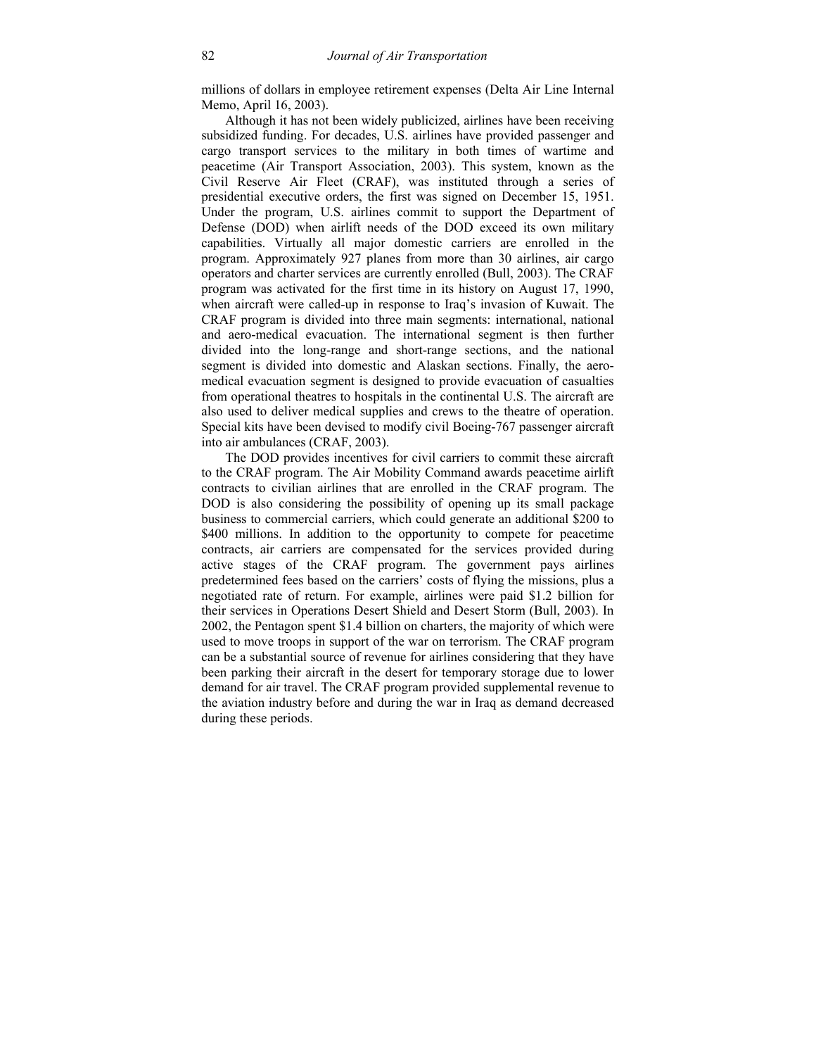millions of dollars in employee retirement expenses (Delta Air Line Internal Memo, April 16, 2003).

Although it has not been widely publicized, airlines have been receiving subsidized funding. For decades, U.S. airlines have provided passenger and cargo transport services to the military in both times of wartime and peacetime (Air Transport Association, 2003). This system, known as the Civil Reserve Air Fleet (CRAF), was instituted through a series of presidential executive orders, the first was signed on December 15, 1951. Under the program, U.S. airlines commit to support the Department of Defense (DOD) when airlift needs of the DOD exceed its own military capabilities. Virtually all major domestic carriers are enrolled in the program. Approximately 927 planes from more than 30 airlines, air cargo operators and charter services are currently enrolled (Bull, 2003). The CRAF program was activated for the first time in its history on August 17, 1990, when aircraft were called-up in response to Iraq's invasion of Kuwait. The CRAF program is divided into three main segments: international, national and aero-medical evacuation. The international segment is then further divided into the long-range and short-range sections, and the national segment is divided into domestic and Alaskan sections. Finally, the aero-medical evacuation segment is designed to provide evacuation of casualties from operational theatres to hospitals in the continental U.S. The aircraft are also used to deliver medical supplies and crews to the theatre of operation. Special kits have been devised to modify civil Boeing-767 passenger aircraft into air ambulances (CRAF, 2003).

The DOD provides incentives for civil carriers to commit these aircraft to the CRAF program. The Air Mobility Command awards peacetime airlift contracts to civilian airlines that are enrolled in the CRAF program. The DOD is also considering the possibility of opening up its small package business to commercial carriers, which could generate an additional \$200 to \$400 millions. In addition to the opportunity to compete for peacetime contracts, air carriers are compensated for the services provided during active stages of the CRAF program. The government pays airlines predetermined fees based on the carriers' costs of flying the missions, plus a negotiated rate of return. For example, airlines were paid \$1.2 billion for their services in Operations Desert Shield and Desert Storm (Bull, 2003). In 2002, the Pentagon spent \$1.4 billion on charters, the majority of which were used to move troops in support of the war on terrorism. The CRAF program can be a substantial source of revenue for airlines considering that they have been parking their aircraft in the desert for temporary storage due to lower demand for air travel. The CRAF program provided supplemental revenue to the aviation industry before and during the war in Iraq as demand decreased during these periods.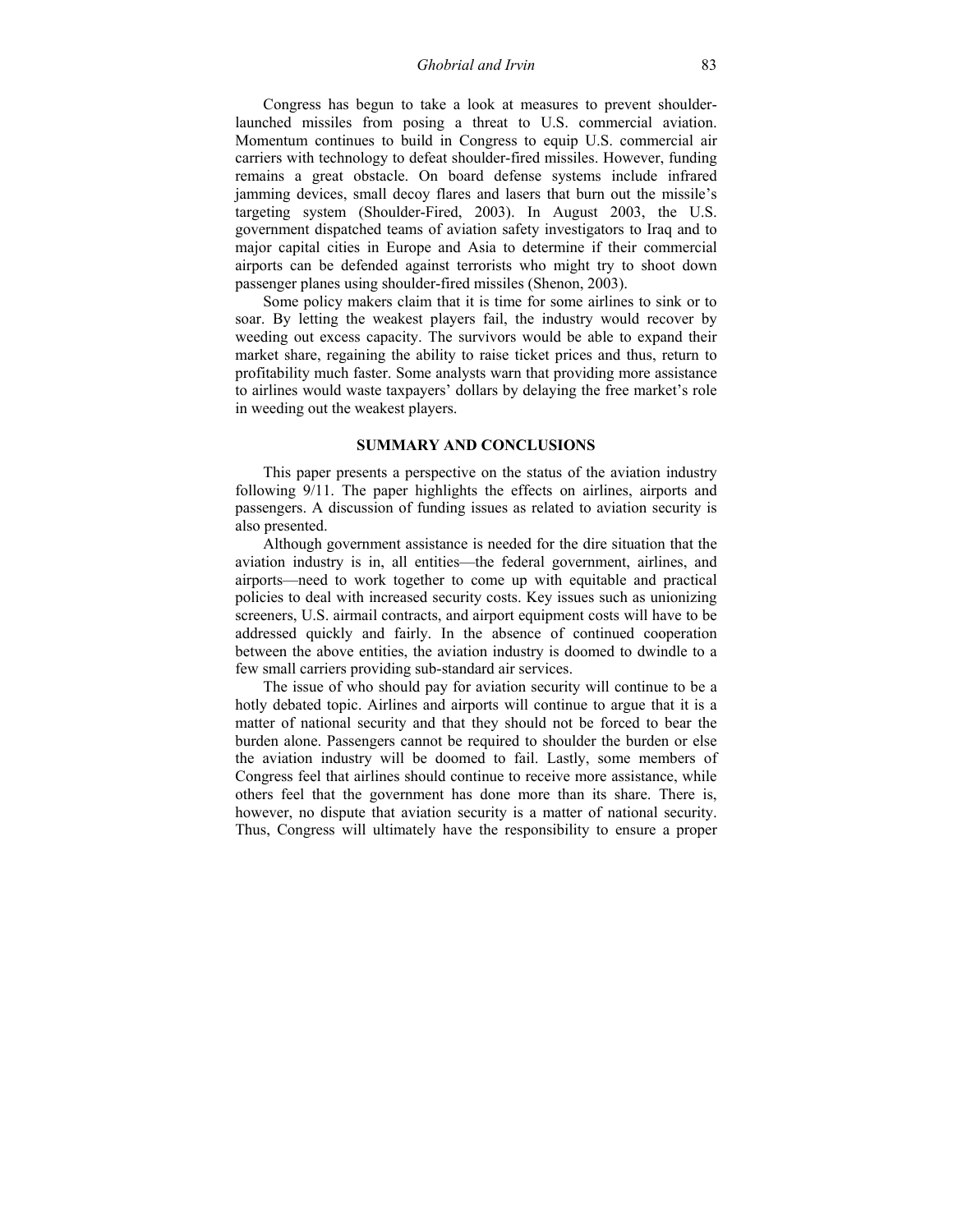Congress has begun to take a look at measures to prevent shoulder-launched missiles from posing a threat to U.S. commercial aviation. Momentum continues to build in Congress to equip U.S. commercial air carriers with technology to defeat shoulder-fired missiles. However, funding remains a great obstacle. On board defense systems include infrared jamming devices, small decoy flares and lasers that burn out the missile's targeting system (Shoulder-Fired, 2003). In August 2003, the U.S. government dispatched teams of aviation safety investigators to Iraq and to major capital cities in Europe and Asia to determine if their commercial airports can be defended against terrorists who might try to shoot down passenger planes using shoulder-fired missiles (Shenon, 2003).

Some policy makers claim that it is time for some airlines to sink or to soar. By letting the weakest players fail, the industry would recover by weeding out excess capacity. The survivors would be able to expand their market share, regaining the ability to raise ticket prices and thus, return to profitability much faster. Some analysts warn that providing more assistance to airlines would waste taxpayers' dollars by delaying the free market's role in weeding out the weakest players.

## SUMMARY AND CONCLUSIONS

This paper presents a perspective on the status of the aviation industry following 9/11. The paper highlights the effects on airlines, airports and passengers. A discussion of funding issues as related to aviation security is also presented.

Although government assistance is needed for the dire situation that the aviation industry is in, all entities—the federal government, airlines, and airports—need to work together to come up with equitable and practical policies to deal with increased security costs. Key issues such as unionizing screeners, U.S. airmail contracts, and airport equipment costs will have to be addressed quickly and fairly. In the absence of continued cooperation between the above entities, the aviation industry is doomed to dwindle to a few small carriers providing sub-standard air services.

The issue of who should pay for aviation security will continue to be a hotly debated topic. Airlines and airports will continue to argue that it is a matter of national security and that they should not be forced to bear the burden alone. Passengers cannot be required to shoulder the burden or else the aviation industry will be doomed to fail. Lastly, some members of Congress feel that airlines should continue to receive more assistance, while others feel that the government has done more than its share. There is, however, no dispute that aviation security is a matter of national security. Thus, Congress will ultimately have the responsibility to ensure a proper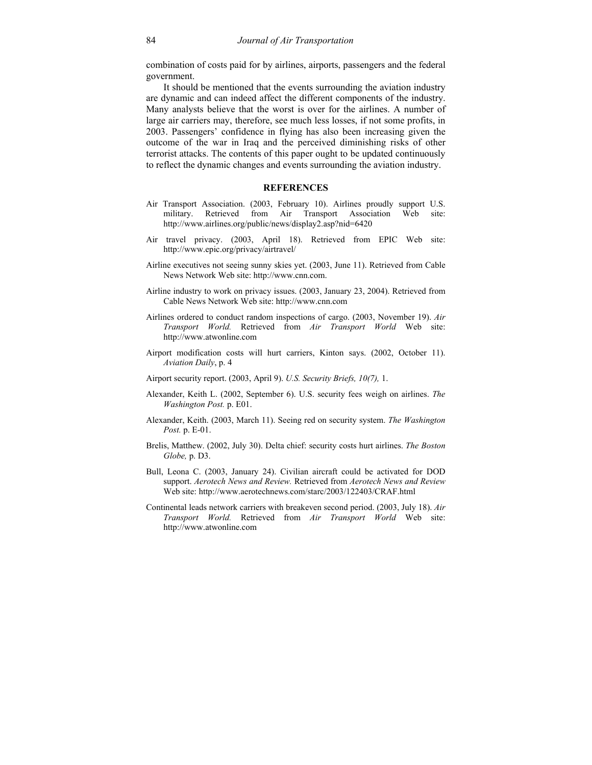combination of costs paid for by airlines, airports, passengers and the federal government.

It should be mentioned that the events surrounding the aviation industry are dynamic and can indeed affect the different components of the industry. Many analysts believe that the worst is over for the airlines. A number of large air carriers may, therefore, see much less losses, if not some profits, in 2003. Passengers' confidence in flying has also been increasing given the outcome of the war in Iraq and the perceived diminishing risks of other terrorist attacks. The contents of this paper ought to be updated continuously to reflect the dynamic changes and events surrounding the aviation industry.

## REFERENCES

Air Transport Association. (2003, February 10). Airlines proudly support U.S. military. Retrieved from Air Transport Association Web site: http://www.airlines.org/public/news/display2.asp?nid=6420

Air travel privacy. (2003, April 18). Retrieved from EPIC Web site: http://www.epic.org/privacy/airtravel/

Airline executives not seeing sunny skies yet. (2003, June 11). Retrieved from Cable News Network Web site: http://www.cnn.com.

Airline industry to work on privacy issues. (2003, January 23, 2004). Retrieved from Cable News Network Web site: http://www.cnn.com

Airlines ordered to conduct random inspections of cargo. (2003, November 19). *Air Transport World.* Retrieved from *Air Transport World* Web site: http://www.atwonline.com

Airport modification costs will hurt carriers, Kinton says. (2002, October 11). *Aviation Daily*, p. 4

Airport security report. (2003, April 9). *U.S. Security Briefs, 10(7),* 1.

Alexander, Keith L. (2002, September 6). U.S. security fees weigh on airlines. *The Washington Post.* p. E01.

Alexander, Keith. (2003, March 11). Seeing red on security system. *The Washington Post.* p. E-01.

Brelis, Matthew. (2002, July 30). Delta chief: security costs hurt airlines. *The Boston Globe,* p. D3.

Bull, Leona C. (2003, January 24). Civilian aircraft could be activated for DOD support. *Aerotech News and Review.* Retrieved from *Aerotech News and Review* Web site: http://www.aerotechnews.com/starc/2003/122403/CRAF.html

Continental leads network carriers with breakeven second period. (2003, July 18). *Air Transport World.* Retrieved from *Air Transport World* Web site: http://www.atwonline.com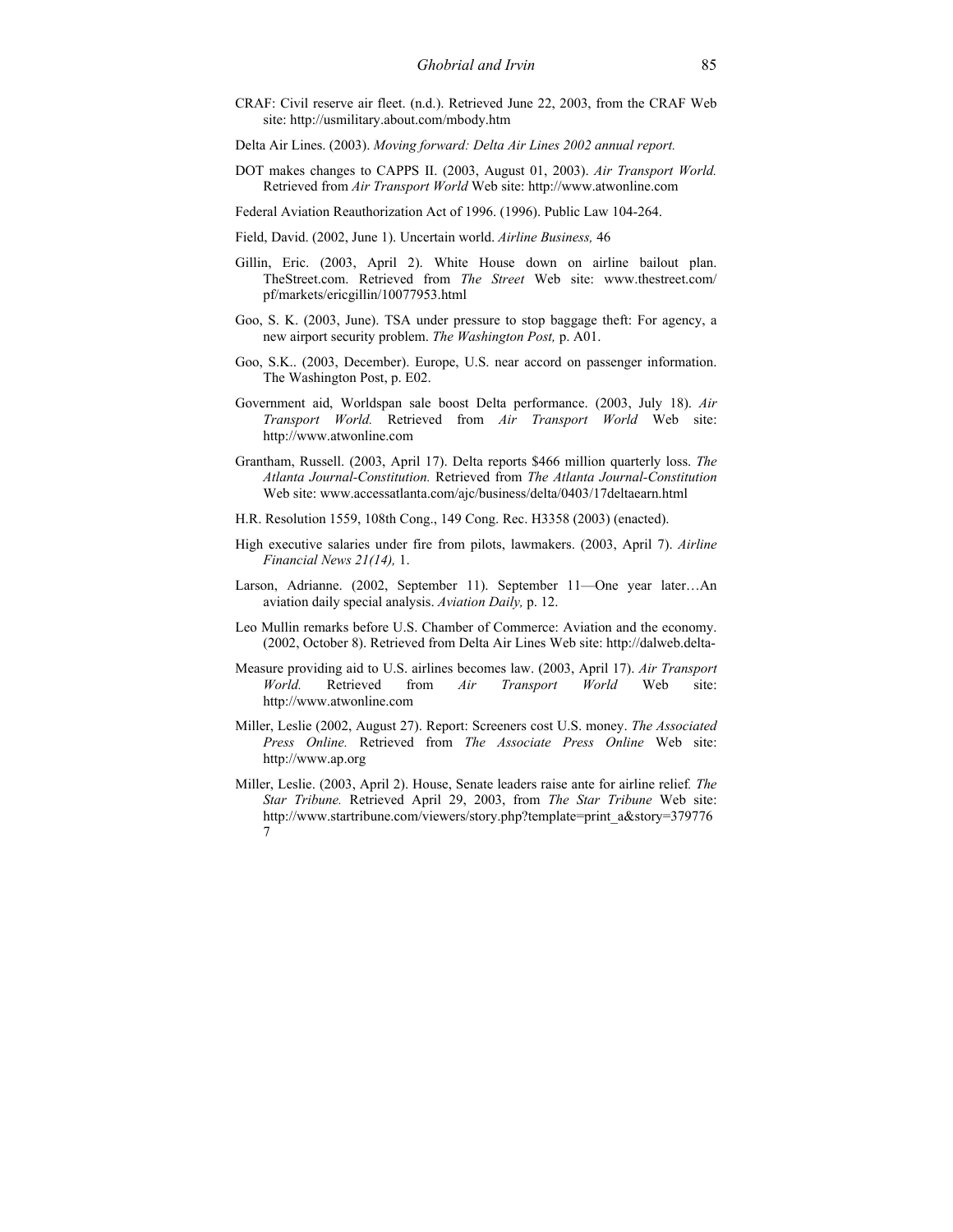CRAF: Civil reserve air fleet. (n.d.). Retrieved June 22, 2003, from the CRAF Web site: http://usmilitary.about.com/mbody.htm

Delta Air Lines. (2003). *Moving forward: Delta Air Lines 2002 annual report.*

DOT makes changes to CAPPS II. (2003, August 01, 2003). *Air Transport World.* Retrieved from *Air Transport World* Web site: http://www.atwonline.com

Federal Aviation Reauthorization Act of 1996. (1996). Public Law 104-264.

Field, David. (2002, June 1). Uncertain world. *Airline Business,* 46

Gillin, Eric. (2003, April 2). White House down on airline bailout plan. TheStreet.com. Retrieved from *The Street* Web site: www.thestreet.com/pf/markets/ericgillin/10077953.html

Goo, S. K. (2003, June). TSA under pressure to stop baggage theft: For agency, a new airport security problem. *The Washington Post,* p. A01.

Goo, S.K.. (2003, December). Europe, U.S. near accord on passenger information. The Washington Post, p. E02.

Government aid, Worldspan sale boost Delta performance. (2003, July 18). *Air Transport World.* Retrieved from *Air Transport World* Web site: http://www.atwonline.com

Grantham, Russell. (2003, April 17). Delta reports $466 million quarterly loss. *The Atlanta Journal-Constitution.* Retrieved from *The Atlanta Journal-Constitution* Web site: www.accessatlanta.com/ajc/business/delta/0403/17deltaearn.html

H.R. Resolution 1559, 108th Cong., 149 Cong. Rec. H3358 (2003) (enacted).

High executive salaries under fire from pilots, lawmakers. (2003, April 7). *Airline Financial News 21(14),* 1.

Larson, Adrianne. (2002, September 11). September 11—One year later…An aviation daily special analysis. *Aviation Daily,* p. 12.

Leo Mullin remarks before U.S. Chamber of Commerce: Aviation and the economy. (2002, October 8). Retrieved from Delta Air Lines Web site: http://dalweb.delta-

Measure providing aid to U.S. airlines becomes law. (2003, April 17). *Air Transport World.* Retrieved from *Air Transport World* Web site: http://www.atwonline.com

Miller, Leslie (2002, August 27). Report: Screeners cost U.S. money. *The Associated Press Online.* Retrieved from *The Associate Press Online* Web site: http://www.ap.org

Miller, Leslie. (2003, April 2). House, Senate leaders raise ante for airline relief. *The Star Tribune.* Retrieved April 29, 2003, from *The Star Tribune* Web site: http://www.startribune.com/viewers/story.php?template=print_a&story=3797767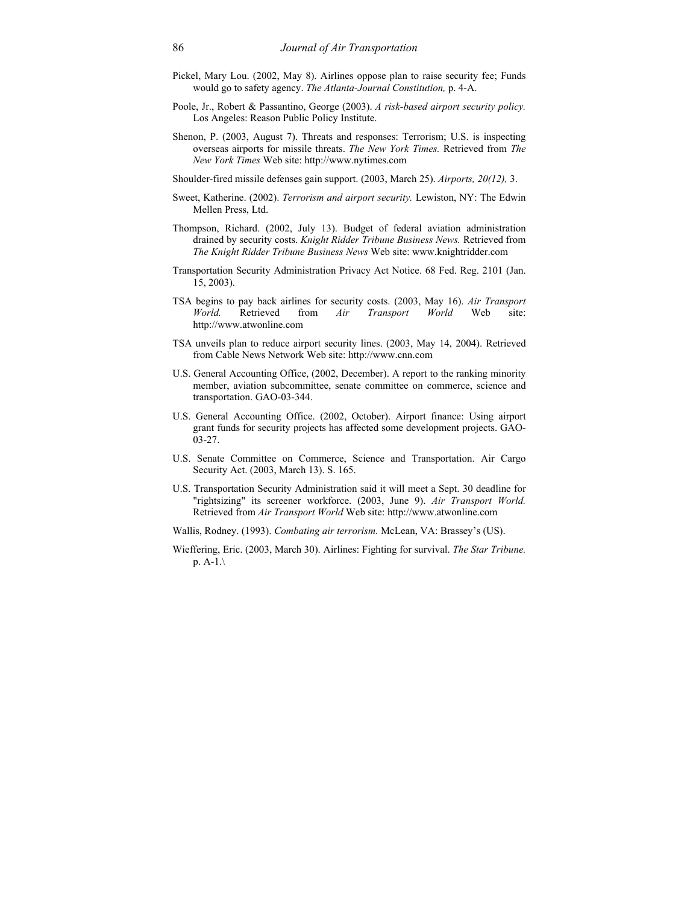Pickel, Mary Lou. (2002, May 8). Airlines oppose plan to raise security fee; Funds would go to safety agency. *The Atlanta-Journal Constitution,* p. 4-A.

Poole, Jr., Robert & Passantino, George (2003). *A risk-based airport security policy.* Los Angeles: Reason Public Policy Institute.

Shenon, P. (2003, August 7). Threats and responses: Terrorism; U.S. is inspecting overseas airports for missile threats. *The New York Times.* Retrieved from *The New York Times* Web site: http://www.nytimes.com

Shoulder-fired missile defenses gain support. (2003, March 25). *Airports, 20(12),* 3.

Sweet, Katherine. (2002). *Terrorism and airport security.* Lewiston, NY: The Edwin Mellen Press, Ltd.

Thompson, Richard. (2002, July 13). Budget of federal aviation administration drained by security costs. *Knight Ridder Tribune Business News.* Retrieved from *The Knight Ridder Tribune Business News* Web site: www.knightridder.com

Transportation Security Administration Privacy Act Notice. 68 Fed. Reg. 2101 (Jan. 15, 2003).

TSA begins to pay back airlines for security costs. (2003, May 16). *Air Transport World.* Retrieved from *Air Transport World* Web site: http://www.atwonline.com

TSA unveils plan to reduce airport security lines. (2003, May 14, 2004). Retrieved from Cable News Network Web site: http://www.cnn.com

U.S. General Accounting Office, (2002, December). A report to the ranking minority member, aviation subcommittee, senate committee on commerce, science and transportation. GAO-03-344.

U.S. General Accounting Office. (2002, October). Airport finance: Using airport grant funds for security projects has affected some development projects. GAO-03-27.

U.S. Senate Committee on Commerce, Science and Transportation. Air Cargo Security Act. (2003, March 13). S. 165.

U.S. Transportation Security Administration said it will meet a Sept. 30 deadline for "rightsizing" its screener workforce. (2003, June 9). *Air Transport World.* Retrieved from *Air Transport World* Web site: http://www.atwonline.com

Wallis, Rodney. (1993). *Combating air terrorism.* McLean, VA: Brassey's (US).

Wieffering, Eric. (2003, March 30). Airlines: Fighting for survival. *The Star Tribune.* p. A-1.\